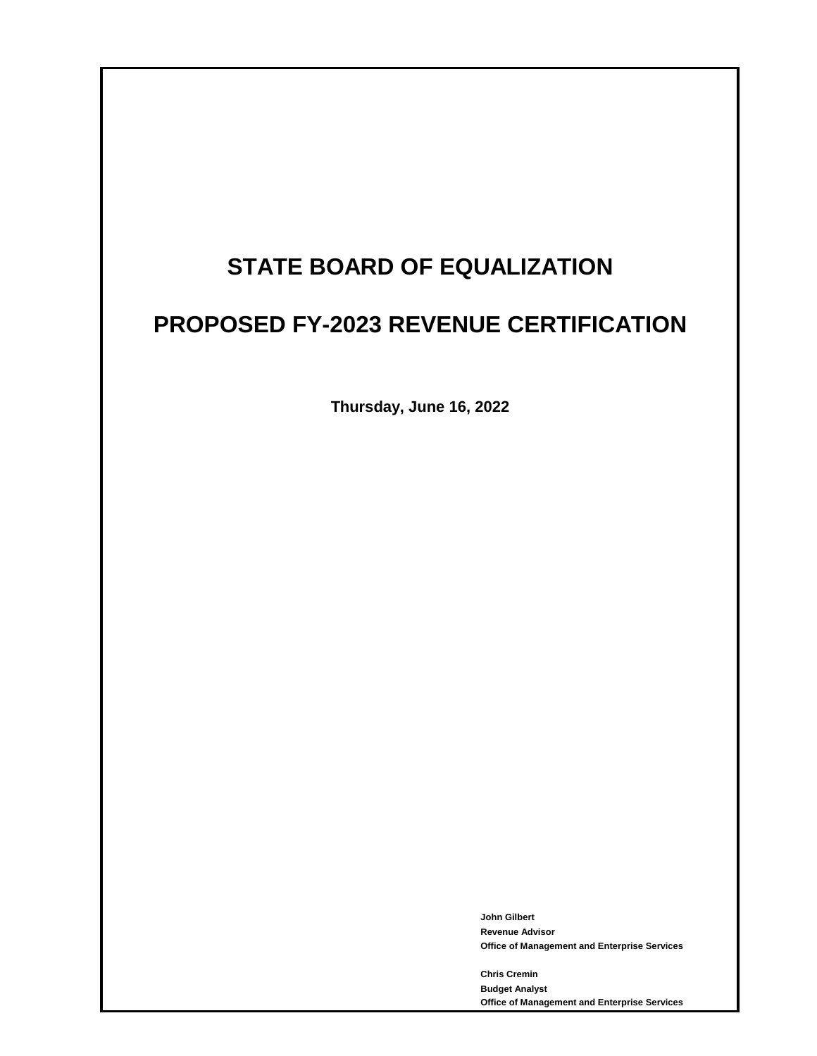# STATE BOARD OF EQUALIZATION

# PROPOSED FY-2023 REVENUE CERTIFICATION

**Thursday, June 16, 2022**

**John Gilbert**
**Revenue Advisor**
**Office of Management and Enterprise Services**

**Chris Cremin**
**Budget Analyst**
**Office of Management and Enterprise Services**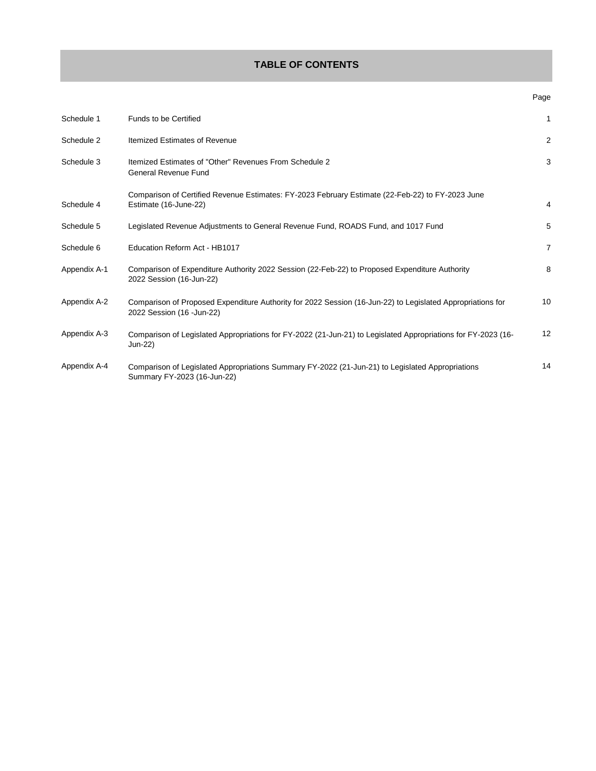# TABLE OF CONTENTS

| | | Page |
|---|---|---|
| Schedule 1 | Funds to be Certified | 1 |
| Schedule 2 | Itemized Estimates of Revenue | 2 |
| Schedule 3 | Itemized Estimates of "Other" Revenues From Schedule 2 General Revenue Fund | 3 |
| Schedule 4 | Comparison of Certified Revenue Estimates: FY-2023 February Estimate (22-Feb-22) to FY-2023 June Estimate (16-June-22) | 4 |
| Schedule 5 | Legislated Revenue Adjustments to General Revenue Fund, ROADS Fund, and 1017 Fund | 5 |
| Schedule 6 | Education Reform Act - HB1017 | 7 |
| Appendix A-1 | Comparison of Expenditure Authority 2022 Session (22-Feb-22) to Proposed Expenditure Authority 2022 Session (16-Jun-22) | 8 |
| Appendix A-2 | Comparison of Proposed Expenditure Authority for 2022 Session (16-Jun-22) to Legislated Appropriations for 2022 Session (16 -Jun-22) | 10 |
| Appendix A-3 | Comparison of Legislated Appropriations for FY-2022 (21-Jun-21) to Legislated Appropriations for FY-2023 (16-Jun-22) | 12 |
| Appendix A-4 | Comparison of Legislated Appropriations Summary FY-2022 (21-Jun-21) to Legislated Appropriations Summary FY-2023 (16-Jun-22) | 14 |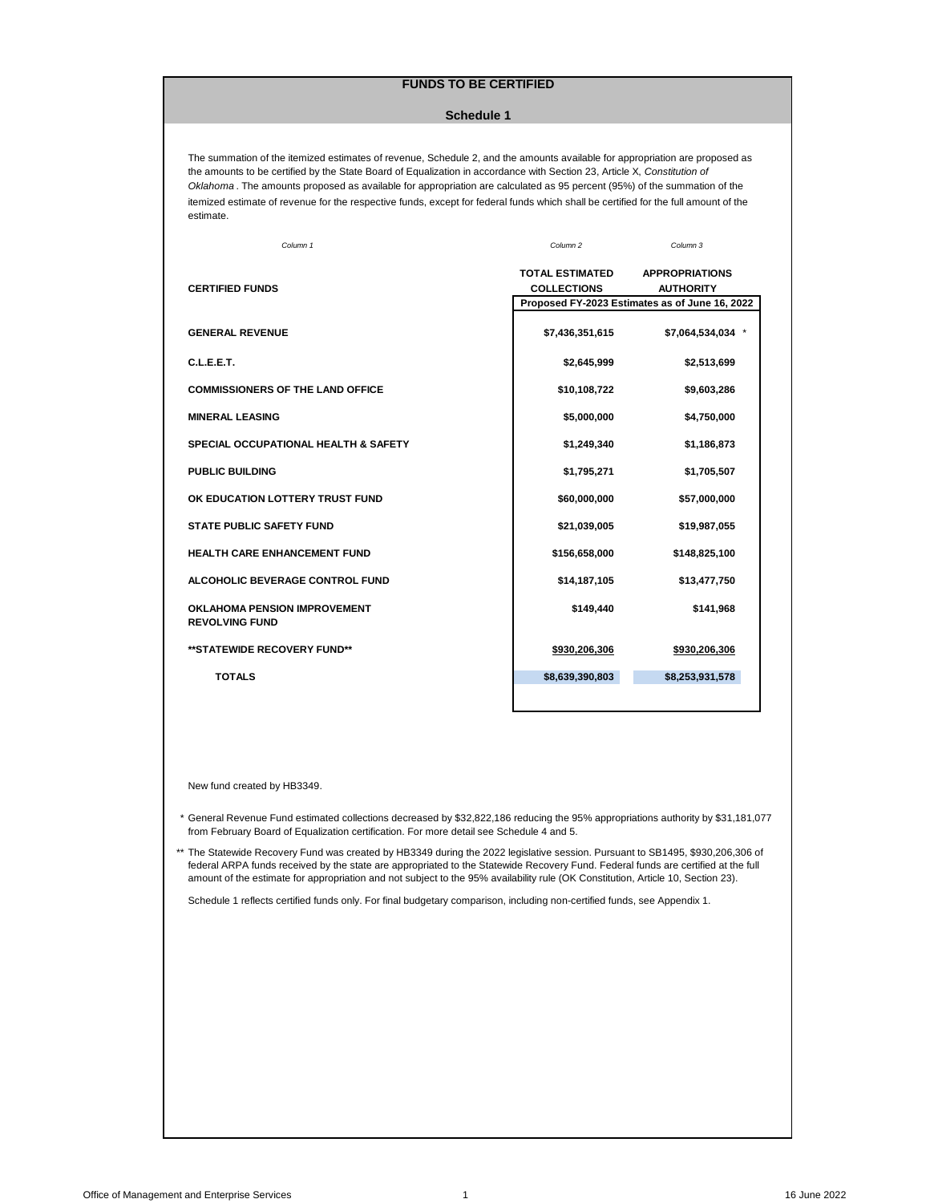# FUNDS TO BE CERTIFIED

## Schedule 1

The summation of the itemized estimates of revenue, Schedule 2, and the amounts available for appropriation are proposed as the amounts to be certified by the State Board of Equalization in accordance with Section 23, Article X, *Constitution of Oklahoma*. The amounts proposed as available for appropriation are calculated as 95 percent (95%) of the summation of the itemized estimate of revenue for the respective funds, except for federal funds which shall be certified for the full amount of the estimate.

| *Column 1* | *Column 2* | *Column 3* |
|---|---|---|
| **CERTIFIED FUNDS** | **TOTAL ESTIMATED COLLECTIONS** | **APPROPRIATIONS AUTHORITY** |
| | **Proposed FY-2023 Estimates as of June 16, 2022** | |
| **GENERAL REVENUE** | **$7,436,351,615** | **$7,064,534,034** * |
| **C.L.E.E.T.** | **$2,645,999** | **$2,513,699** |
| **COMMISSIONERS OF THE LAND OFFICE** | **$10,108,722** | **$9,603,286** |
| **MINERAL LEASING** | **$5,000,000** | **$4,750,000** |
| **SPECIAL OCCUPATIONAL HEALTH & SAFETY** | **$1,249,340** | **$1,186,873** |
| **PUBLIC BUILDING** | **$1,795,271** | **$1,705,507** |
| **OK EDUCATION LOTTERY TRUST FUND** | **$60,000,000** | **$57,000,000** |
| **STATE PUBLIC SAFETY FUND** | **$21,039,005** | **$19,987,055** |
| **HEALTH CARE ENHANCEMENT FUND** | **$156,658,000** | **$148,825,100** |
| **ALCOHOLIC BEVERAGE CONTROL FUND** | **$14,187,105** | **$13,477,750** |
| **OKLAHOMA PENSION IMPROVEMENT REVOLVING FUND** | **$149,440** | **$141,968** |
| **\*\*STATEWIDE RECOVERY FUND\*\*** | **$930,206,306** | **$930,206,306** |
| **TOTALS** | **$8,639,390,803** | **$8,253,931,578** |

New fund created by HB3349.

\* General Revenue Fund estimated collections decreased by $32,822,186 reducing the 95% appropriations authority by $31,181,077 from February Board of Equalization certification. For more detail see Schedule 4 and 5.

\*\* The Statewide Recovery Fund was created by HB3349 during the 2022 legislative session. Pursuant to SB1495, $930,206,306 of federal ARPA funds received by the state are appropriated to the Statewide Recovery Fund. Federal funds are certified at the full amount of the estimate for appropriation and not subject to the 95% availability rule (OK Constitution, Article 10, Section 23).

Schedule 1 reflects certified funds only. For final budgetary comparison, including non-certified funds, see Appendix 1.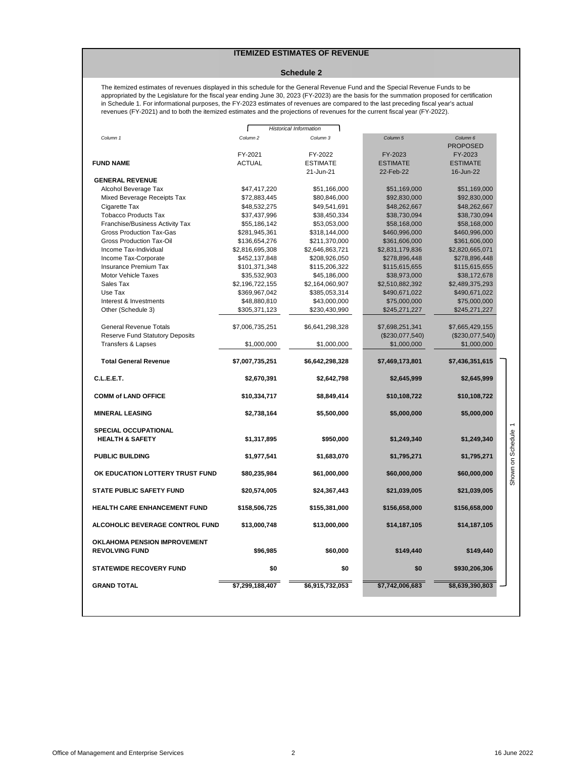# ITEMIZED ESTIMATES OF REVENUE

## Schedule 2

The itemized estimates of revenues displayed in this schedule for the General Revenue Fund and the Special Revenue Funds to be appropriated by the Legislature for the fiscal year ending June 30, 2023 (FY-2023) are the basis for the summation proposed for certification in Schedule 1. For informational purposes, the FY-2023 estimates of revenues are compared to the last preceding fiscal year's actual revenues (FY-2021) and to both the itemized estimates and the projections of revenues for the current fiscal year (FY-2022).

| | Historical Information | | | |
|---|---|---|---|---|
| *Column 1* | *Column 2* | *Column 3* | *Column 5* | *Column 6* |
| **FUND NAME** | FY-2021 ACTUAL | FY-2022 ESTIMATE 21-Jun-21 | FY-2023 ESTIMATE 22-Feb-22 | PROPOSED FY-2023 ESTIMATE 16-Jun-22 |
| **GENERAL REVENUE** | | | | |
| Alcohol Beverage Tax | $47,417,220 | $51,166,000 | $51,169,000 | $51,169,000 |
| Mixed Beverage Receipts Tax | $72,883,445 | $80,846,000 | $92,830,000 | $92,830,000 |
| Cigarette Tax | $48,532,275 | $49,541,691 | $48,262,667 | $48,262,667 |
| Tobacco Products Tax | $37,437,996 | $38,450,334 | $38,730,094 | $38,730,094 |
| Franchise/Business Activity Tax | $55,186,142 | $53,053,000 | $58,168,000 | $58,168,000 |
| Gross Production Tax-Gas | $281,945,361 | $318,144,000 | $460,996,000 | $460,996,000 |
| Gross Production Tax-Oil | $136,654,276 | $211,370,000 | $361,606,000 | $361,606,000 |
| Income Tax-Individual | $2,816,695,308 | $2,646,863,721 | $2,831,179,836 | $2,820,665,071 |
| Income Tax-Corporate | $452,137,848 | $208,926,050 | $278,896,448 | $278,896,448 |
| Insurance Premium Tax | $101,371,348 | $115,206,322 | $115,615,655 | $115,615,655 |
| Motor Vehicle Taxes | $35,532,903 | $45,186,000 | $38,973,000 | $38,172,678 |
| Sales Tax | $2,196,722,155 | $2,164,060,907 | $2,510,882,392 | $2,489,375,293 |
| Use Tax | $369,967,042 | $385,053,314 | $490,671,022 | $490,671,022 |
| Interest & Investments | $48,880,810 | $43,000,000 | $75,000,000 | $75,000,000 |
| Other (Schedule 3) | $305,371,123 | $230,430,990 | $245,271,227 | $245,271,227 |
| General Revenue Totals | $7,006,735,251 | $6,641,298,328 | $7,698,251,341 | $7,665,429,155 |
| Reserve Fund Statutory Deposits | | | ($230,077,540) | ($230,077,540) |
| Transfers & Lapses | $1,000,000 | $1,000,000 | $1,000,000 | $1,000,000 |
| **Total General Revenue** | **$7,007,735,251** | **$6,642,298,328** | **$7,469,173,801** | **$7,436,351,615** |
| **C.L.E.E.T.** | **$2,670,391** | **$2,642,798** | **$2,645,999** | **$2,645,999** |
| **COMM of LAND OFFICE** | **$10,334,717** | **$8,849,414** | **$10,108,722** | **$10,108,722** |
| **MINERAL LEASING** | **$2,738,164** | **$5,500,000** | **$5,000,000** | **$5,000,000** |
| **SPECIAL OCCUPATIONAL HEALTH & SAFETY** | **$1,317,895** | **$950,000** | **$1,249,340** | **$1,249,340** |
| **PUBLIC BUILDING** | **$1,977,541** | **$1,683,070** | **$1,795,271** | **$1,795,271** |
| **OK EDUCATION LOTTERY TRUST FUND** | **$80,235,984** | **$61,000,000** | **$60,000,000** | **$60,000,000** |
| **STATE PUBLIC SAFETY FUND** | **$20,574,005** | **$24,367,443** | **$21,039,005** | **$21,039,005** |
| **HEALTH CARE ENHANCEMENT FUND** | **$158,506,725** | **$155,381,000** | **$156,658,000** | **$156,658,000** |
| **ALCOHOLIC BEVERAGE CONTROL FUND** | **$13,000,748** | **$13,000,000** | **$14,187,105** | **$14,187,105** |
| **OKLAHOMA PENSION IMPROVEMENT REVOLVING FUND** | **$96,985** | **$60,000** | **$149,440** | **$149,440** |
| **STATEWIDE RECOVERY FUND** | **$0** | **$0** | **$0** | **$930,206,306** |
| **GRAND TOTAL** | **$7,299,188,407** | **$6,915,732,053** | **$7,742,006,683** | **$8,639,390,803** |

Shown on Schedule 1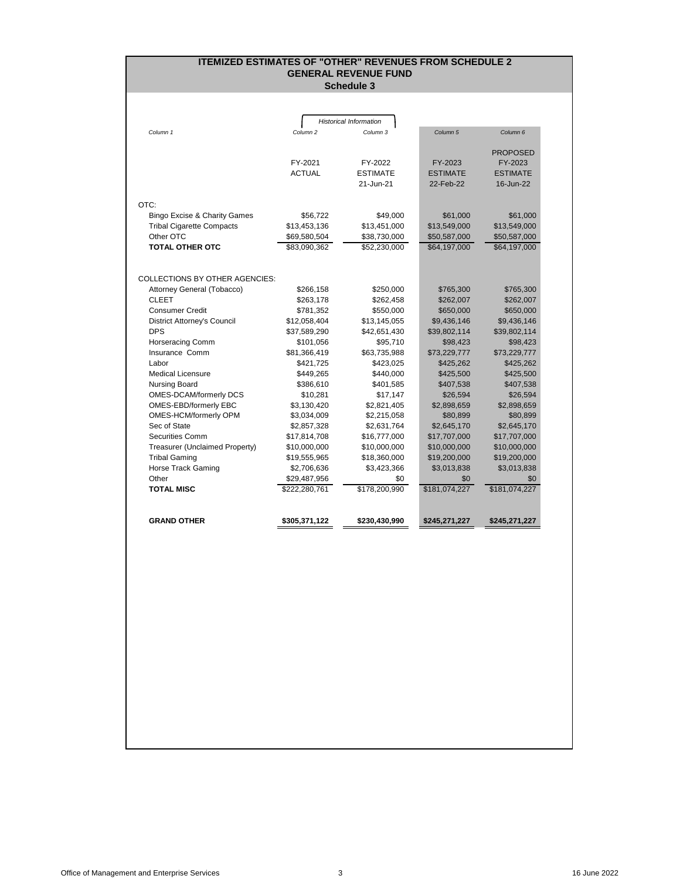# ITEMIZED ESTIMATES OF "OTHER" REVENUES FROM SCHEDULE 2
## GENERAL REVENUE FUND
### Schedule 3

| | *Historical Information* | | | |
|---|---|---|---|---|
| *Column 1* | *Column 2* | *Column 3* | *Column 5* | *Column 6* |
| | FY-2021 ACTUAL | FY-2022 ESTIMATE 21-Jun-21 | FY-2023 ESTIMATE 22-Feb-22 | PROPOSED FY-2023 ESTIMATE 16-Jun-22 |
| OTC: | | | | |
| Bingo Excise & Charity Games | $56,722 | $49,000 | $61,000 | $61,000 |
| Tribal Cigarette Compacts | $13,453,136 | $13,451,000 | $13,549,000 | $13,549,000 |
| Other OTC | $69,580,504 | $38,730,000 | $50,587,000 | $50,587,000 |
| **TOTAL OTHER OTC** | $83,090,362 | $52,230,000 | $64,197,000 | $64,197,000 |
| COLLECTIONS BY OTHER AGENCIES: | | | | |
| Attorney General (Tobacco) | $266,158 | $250,000 | $765,300 | $765,300 |
| CLEET | $263,178 | $262,458 | $262,007 | $262,007 |
| Consumer Credit | $781,352 | $550,000 | $650,000 | $650,000 |
| District Attorney's Council | $12,058,404 | $13,145,055 | $9,436,146 | $9,436,146 |
| DPS | $37,589,290 | $42,651,430 | $39,802,114 | $39,802,114 |
| Horseracing Comm | $101,056 | $95,710 | $98,423 | $98,423 |
| Insurance Comm | $81,366,419 | $63,735,988 | $73,229,777 | $73,229,777 |
| Labor | $421,725 | $423,025 | $425,262 | $425,262 |
| Medical Licensure | $449,265 | $440,000 | $425,500 | $425,500 |
| Nursing Board | $386,610 | $401,585 | $407,538 | $407,538 |
| OMES-DCAM/formerly DCS | $10,281 | $17,147 | $26,594 | $26,594 |
| OMES-EBD/formerly EBC | $3,130,420 | $2,821,405 | $2,898,659 | $2,898,659 |
| OMES-HCM/formerly OPM | $3,034,009 | $2,215,058 | $80,899 | $80,899 |
| Sec of State | $2,857,328 | $2,631,764 | $2,645,170 | $2,645,170 |
| Securities Comm | $17,814,708 | $16,777,000 | $17,707,000 | $17,707,000 |
| Treasurer (Unclaimed Property) | $10,000,000 | $10,000,000 | $10,000,000 | $10,000,000 |
| Tribal Gaming | $19,555,965 | $18,360,000 | $19,200,000 | $19,200,000 |
| Horse Track Gaming | $2,706,636 | $3,423,366 | $3,013,838 | $3,013,838 |
| Other | $29,487,956 | $0 | $0 | $0 |
| **TOTAL MISC** | $222,280,761 | $178,200,990 | $181,074,227 | $181,074,227 |
| **GRAND OTHER** | **$305,371,122** | **$230,430,990** | **$245,271,227** | **$245,271,227** |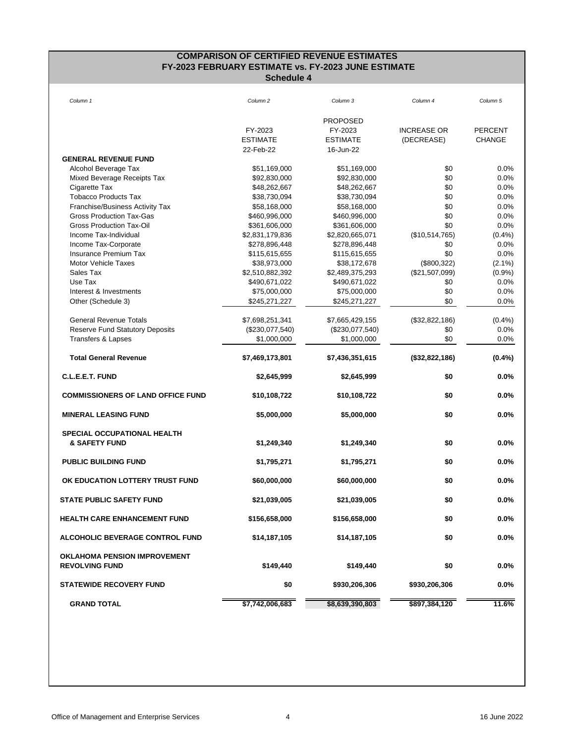## COMPARISON OF CERTIFIED REVENUE ESTIMATES
## FY-2023 FEBRUARY ESTIMATE vs. FY-2023 JUNE ESTIMATE
### Schedule 4

| *Column 1* | *Column 2* | *Column 3* | *Column 4* | *Column 5* |
|---|---|---|---|---|
| | FY-2023 ESTIMATE 22-Feb-22 | PROPOSED FY-2023 ESTIMATE 16-Jun-22 | INCREASE OR (DECREASE) | PERCENT CHANGE |
| **GENERAL REVENUE FUND** | | | | |
| Alcohol Beverage Tax | $51,169,000 | $51,169,000 | $0 | 0.0% |
| Mixed Beverage Receipts Tax | $92,830,000 | $92,830,000 | $0 | 0.0% |
| Cigarette Tax | $48,262,667 | $48,262,667 | $0 | 0.0% |
| Tobacco Products Tax | $38,730,094 | $38,730,094 | $0 | 0.0% |
| Franchise/Business Activity Tax | $58,168,000 | $58,168,000 | $0 | 0.0% |
| Gross Production Tax-Gas | $460,996,000 | $460,996,000 | $0 | 0.0% |
| Gross Production Tax-Oil | $361,606,000 | $361,606,000 | $0 | 0.0% |
| Income Tax-Individual | $2,831,179,836 | $2,820,665,071 | ($10,514,765) | (0.4%) |
| Income Tax-Corporate | $278,896,448 | $278,896,448 | $0 | 0.0% |
| Insurance Premium Tax | $115,615,655 | $115,615,655 | $0 | 0.0% |
| Motor Vehicle Taxes | $38,973,000 | $38,172,678 | ($800,322) | (2.1%) |
| Sales Tax | $2,510,882,392 | $2,489,375,293 | ($21,507,099) | (0.9%) |
| Use Tax | $490,671,022 | $490,671,022 | $0 | 0.0% |
| Interest & Investments | $75,000,000 | $75,000,000 | $0 | 0.0% |
| Other (Schedule 3) | $245,271,227 | $245,271,227 | $0 | 0.0% |
| General Revenue Totals | $7,698,251,341 | $7,665,429,155 | ($32,822,186) | (0.4%) |
| Reserve Fund Statutory Deposits | ($230,077,540) | ($230,077,540) | $0 | 0.0% |
| Transfers & Lapses | $1,000,000 | $1,000,000 | $0 | 0.0% |
| **Total General Revenue** | **$7,469,173,801** | **$7,436,351,615** | **($32,822,186)** | **(0.4%)** |
| **C.L.E.E.T. FUND** | **$2,645,999** | **$2,645,999** | **$0** | **0.0%** |
| **COMMISSIONERS OF LAND OFFICE FUND** | **$10,108,722** | **$10,108,722** | **$0** | **0.0%** |
| **MINERAL LEASING FUND** | **$5,000,000** | **$5,000,000** | **$0** | **0.0%** |
| **SPECIAL OCCUPATIONAL HEALTH & SAFETY FUND** | **$1,249,340** | **$1,249,340** | **$0** | **0.0%** |
| **PUBLIC BUILDING FUND** | **$1,795,271** | **$1,795,271** | **$0** | **0.0%** |
| **OK EDUCATION LOTTERY TRUST FUND** | **$60,000,000** | **$60,000,000** | **$0** | **0.0%** |
| **STATE PUBLIC SAFETY FUND** | **$21,039,005** | **$21,039,005** | **$0** | **0.0%** |
| **HEALTH CARE ENHANCEMENT FUND** | **$156,658,000** | **$156,658,000** | **$0** | **0.0%** |
| **ALCOHOLIC BEVERAGE CONTROL FUND** | **$14,187,105** | **$14,187,105** | **$0** | **0.0%** |
| **OKLAHOMA PENSION IMPROVEMENT REVOLVING FUND** | **$149,440** | **$149,440** | **$0** | **0.0%** |
| **STATEWIDE RECOVERY FUND** | **$0** | **$930,206,306** | **$930,206,306** | **0.0%** |
| **GRAND TOTAL** | **$7,742,006,683** | **$8,639,390,803** | **$897,384,120** | **11.6%** |

Office of Management and Enterprise Services — 16 June 2022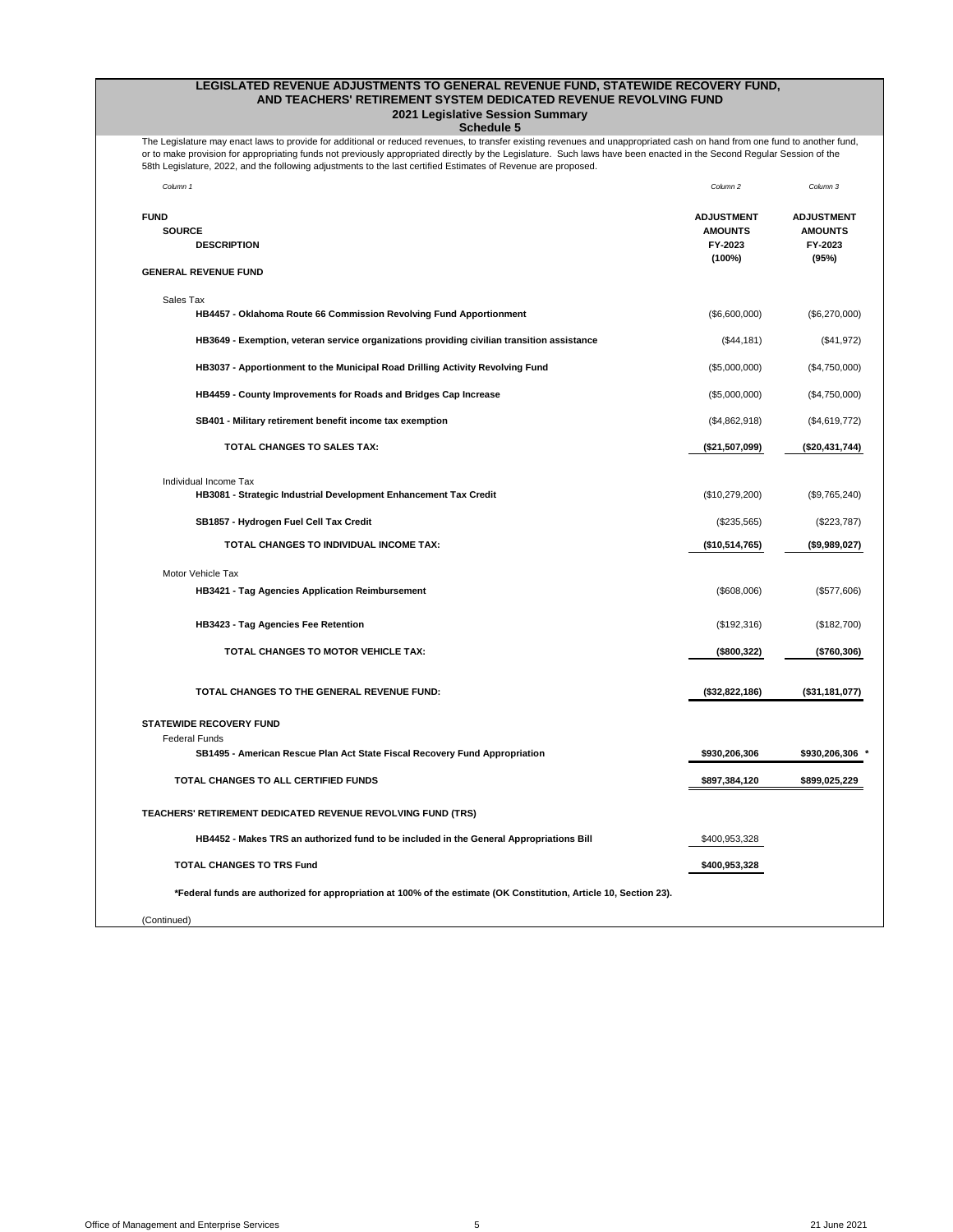# LEGISLATED REVENUE ADJUSTMENTS TO GENERAL REVENUE FUND, STATEWIDE RECOVERY FUND, AND TEACHERS' RETIREMENT SYSTEM DEDICATED REVENUE REVOLVING FUND

## 2021 Legislative Session Summary

### Schedule 5

The Legislature may enact laws to provide for additional or reduced revenues, to transfer existing revenues and unappropriated cash on hand from one fund to another fund, or to make provision for appropriating funds not previously appropriated directly by the Legislature. Such laws have been enacted in the Second Regular Session of the 58th Legislature, 2022, and the following adjustments to the last certified Estimates of Revenue are proposed.

| *Column 1* | *Column 2* | *Column 3* |
|---|---|---|
| **FUND** / **SOURCE** / **DESCRIPTION** | **ADJUSTMENT AMOUNTS FY-2023 (100%)** | **ADJUSTMENT AMOUNTS FY-2023 (95%)** |
| **GENERAL REVENUE FUND** | | |
| Sales Tax | | |
| **HB4457 - Oklahoma Route 66 Commission Revolving Fund Apportionment** | ($6,600,000) | ($6,270,000) |
| **HB3649 - Exemption, veteran service organizations providing civilian transition assistance** | ($44,181) | ($41,972) |
| **HB3037 - Apportionment to the Municipal Road Drilling Activity Revolving Fund** | ($5,000,000) | ($4,750,000) |
| **HB4459 - County Improvements for Roads and Bridges Cap Increase** | ($5,000,000) | ($4,750,000) |
| **SB401 - Military retirement benefit income tax exemption** | ($4,862,918) | ($4,619,772) |
| **TOTAL CHANGES TO SALES TAX:** | **($21,507,099)** | **($20,431,744)** |
| Individual Income Tax | | |
| **HB3081 - Strategic Industrial Development Enhancement Tax Credit** | ($10,279,200) | ($9,765,240) |
| **SB1857 - Hydrogen Fuel Cell Tax Credit** | ($235,565) | ($223,787) |
| **TOTAL CHANGES TO INDIVIDUAL INCOME TAX:** | **($10,514,765)** | **($9,989,027)** |
| Motor Vehicle Tax | | |
| **HB3421 - Tag Agencies Application Reimbursement** | ($608,006) | ($577,606) |
| **HB3423 - Tag Agencies Fee Retention** | ($192,316) | ($182,700) |
| **TOTAL CHANGES TO MOTOR VEHICLE TAX:** | **($800,322)** | **($760,306)** |
| **TOTAL CHANGES TO THE GENERAL REVENUE FUND:** | **($32,822,186)** | **($31,181,077)** |
| **STATEWIDE RECOVERY FUND** | | |
| Federal Funds | | |
| **SB1495 - American Rescue Plan Act State Fiscal Recovery Fund Appropriation** | **$930,206,306** | **$930,206,306** * |
| **TOTAL CHANGES TO ALL CERTIFIED FUNDS** | **$897,384,120** | **$899,025,229** |
| **TEACHERS' RETIREMENT DEDICATED REVENUE REVOLVING FUND (TRS)** | | |
| **HB4452 - Makes TRS an authorized fund to be included in the General Appropriations Bill** | $400,953,328 | |
| **TOTAL CHANGES TO TRS Fund** | **$400,953,328** | |

***Federal funds are authorized for appropriation at 100% of the estimate (OK Constitution, Article 10, Section 23).**

(Continued)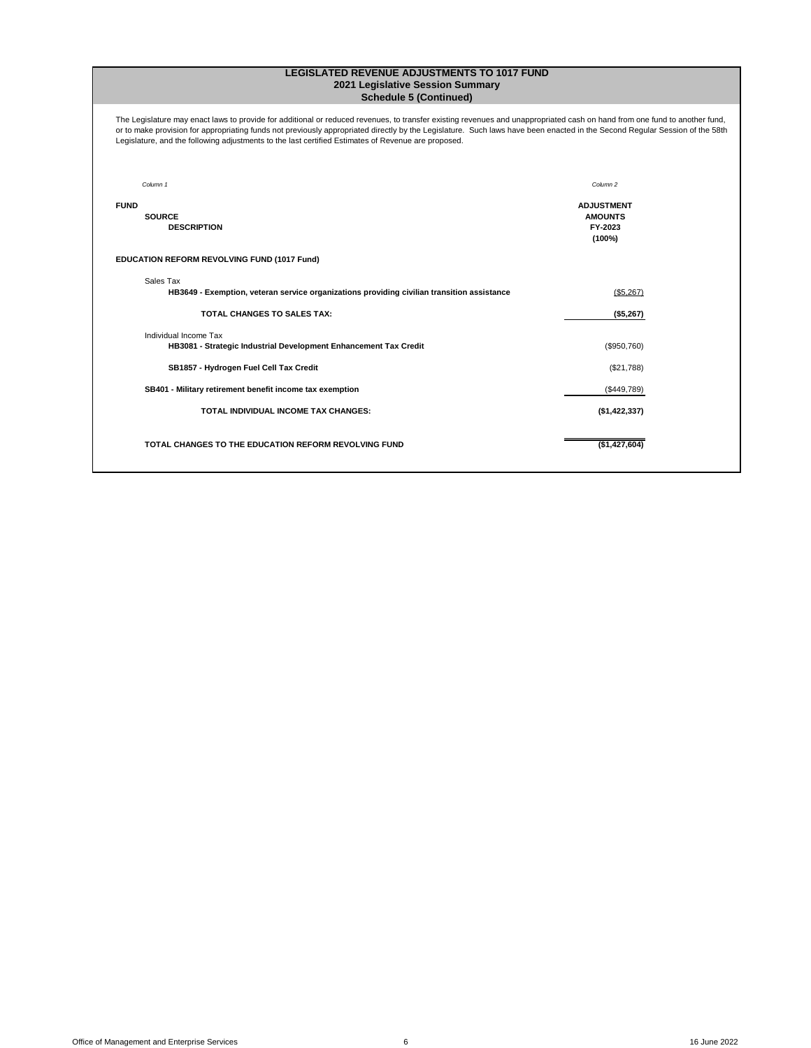# LEGISLATED REVENUE ADJUSTMENTS TO 1017 FUND
## 2021 Legislative Session Summary
### Schedule 5 (Continued)

The Legislature may enact laws to provide for additional or reduced revenues, to transfer existing revenues and unappropriated cash on hand from one fund to another fund, or to make provision for appropriating funds not previously appropriated directly by the Legislature. Such laws have been enacted in the Second Regular Session of the 58th Legislature, and the following adjustments to the last certified Estimates of Revenue are proposed.

| *Column 1* | *Column 2* |
|---|---|
| **FUND** / **SOURCE** / **DESCRIPTION** | **ADJUSTMENT AMOUNTS FY-2023 (100%)** |
| **EDUCATION REFORM REVOLVING FUND (1017 Fund)** | |
| Sales Tax | |
| **HB3649 - Exemption, veteran service organizations providing civilian transition assistance** | ($5,267) |
| **TOTAL CHANGES TO SALES TAX:** | **($5,267)** |
| Individual Income Tax | |
| **HB3081 - Strategic Industrial Development Enhancement Tax Credit** | ($950,760) |
| **SB1857 - Hydrogen Fuel Cell Tax Credit** | ($21,788) |
| **SB401 - Military retirement benefit income tax exemption** | ($449,789) |
| **TOTAL INDIVIDUAL INCOME TAX CHANGES:** | **($1,422,337)** |
| **TOTAL CHANGES TO THE EDUCATION REFORM REVOLVING FUND** | **($1,427,604)** |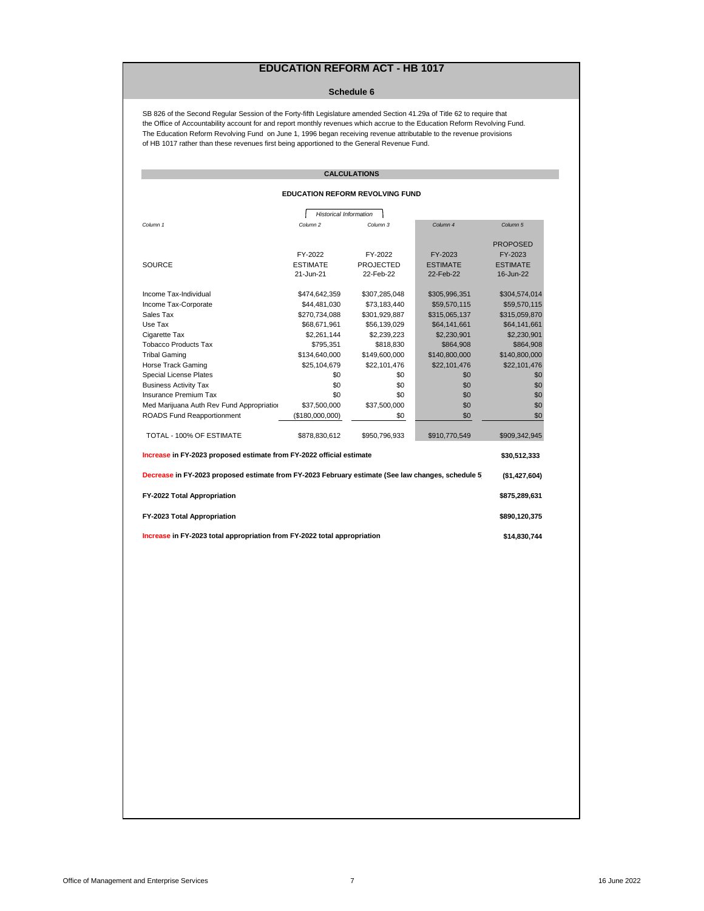# EDUCATION REFORM ACT - HB 1017

## Schedule 6

SB 826 of the Second Regular Session of the Forty-fifth Legislature amended Section 41.29a of Title 62 to require that the Office of Accountability account for and report monthly revenues which accrue to the Education Reform Revolving Fund. The Education Reform Revolving Fund on June 1, 1996 began receiving revenue attributable to the revenue provisions of HB 1017 rather than these revenues first being apportioned to the General Revenue Fund.

### CALCULATIONS

**EDUCATION REFORM REVOLVING FUND**

| | *Historical Information* | | | |
|---|---|---|---|---|
| *Column 1* | *Column 2* | *Column 3* | *Column 4* | *Column 5* |
| SOURCE | FY-2022 ESTIMATE 21-Jun-21 | FY-2022 PROJECTED 22-Feb-22 | FY-2023 ESTIMATE 22-Feb-22 | PROPOSED FY-2023 ESTIMATE 16-Jun-22 |
| Income Tax-Individual | $474,642,359 | $307,285,048 | $305,996,351 | $304,574,014 |
| Income Tax-Corporate | $44,481,030 | $73,183,440 | $59,570,115 | $59,570,115 |
| Sales Tax | $270,734,088 | $301,929,887 | $315,065,137 | $315,059,870 |
| Use Tax | $68,671,961 | $56,139,029 | $64,141,661 | $64,141,661 |
| Cigarette Tax | $2,261,144 | $2,239,223 | $2,230,901 | $2,230,901 |
| Tobacco Products Tax | $795,351 | $818,830 | $864,908 | $864,908 |
| Tribal Gaming | $134,640,000 | $149,600,000 | $140,800,000 | $140,800,000 |
| Horse Track Gaming | $25,104,679 | $22,101,476 | $22,101,476 | $22,101,476 |
| Special License Plates | $0 | $0 | $0 | $0 |
| Business Activity Tax | $0 | $0 | $0 | $0 |
| Insurance Premium Tax | $0 | $0 | $0 | $0 |
| Med Marijuana Auth Rev Fund Appropriation | $37,500,000 | $37,500,000 | $0 | $0 |
| ROADS Fund Reapportionment | ($180,000,000) | $0 | $0 | $0 |
| TOTAL - 100% OF ESTIMATE | $878,830,612 | $950,796,933 | $910,770,549 | $909,342,945 |

**Increase in FY-2023 proposed estimate from FY-2022 official estimate** — **$30,512,333**

**Decrease in FY-2023 proposed estimate from FY-2023 February estimate (See law changes, schedule 5** — **($1,427,604)**

**FY-2022 Total Appropriation** — **$875,289,631**

**FY-2023 Total Appropriation** — **$890,120,375**

**Increase in FY-2023 total appropriation from FY-2022 total appropriation** — **$14,830,744**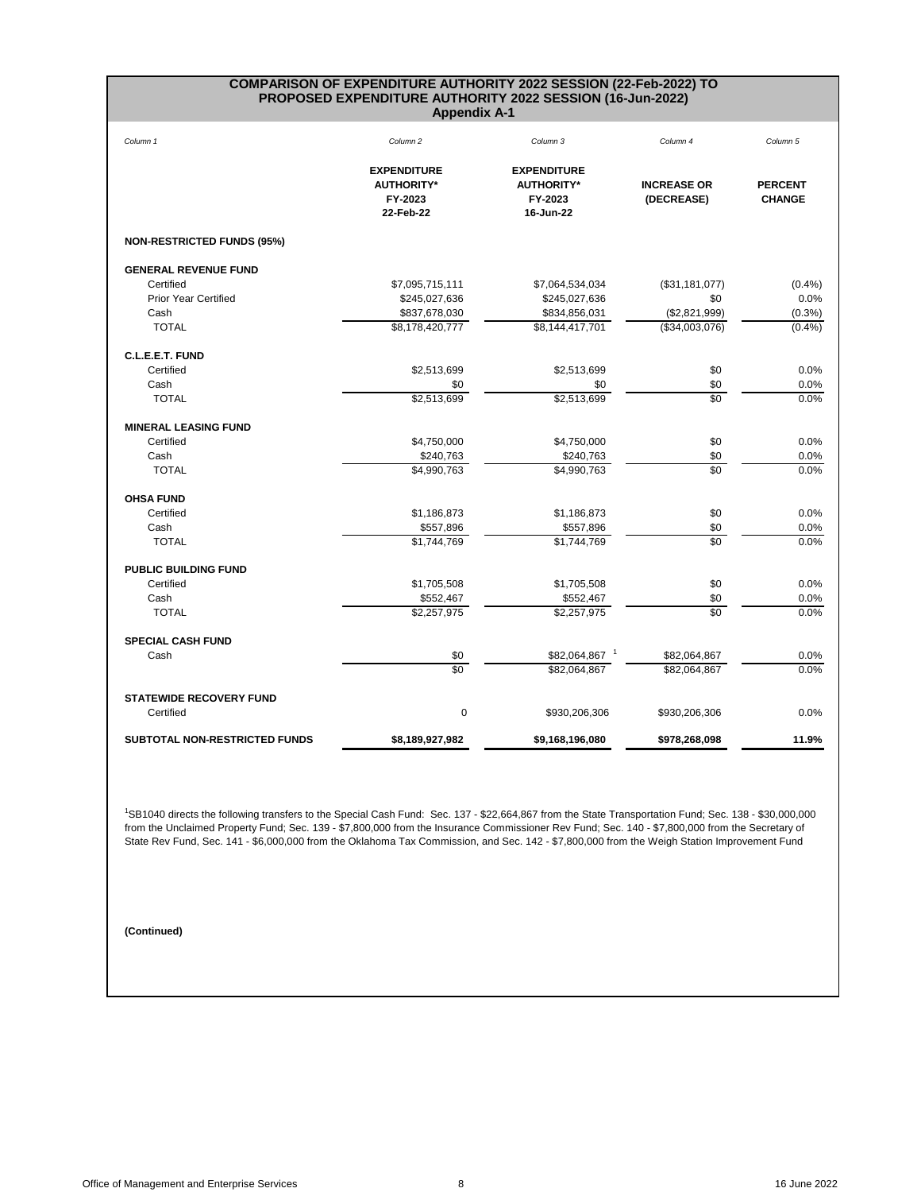## COMPARISON OF EXPENDITURE AUTHORITY 2022 SESSION (22-Feb-2022) TO PROPOSED EXPENDITURE AUTHORITY 2022 SESSION (16-Jun-2022)
### Appendix A-1

| *Column 1* | *Column 2* | *Column 3* | *Column 4* | *Column 5* |
|---|---|---|---|---|
| | **EXPENDITURE AUTHORITY* FY-2023 22-Feb-22** | **EXPENDITURE AUTHORITY* FY-2023 16-Jun-22** | **INCREASE OR (DECREASE)** | **PERCENT CHANGE** |
| **NON-RESTRICTED FUNDS (95%)** | | | | |
| **GENERAL REVENUE FUND** | | | | |
| Certified | $7,095,715,111 | $7,064,534,034 | ($31,181,077) | (0.4%) |
| Prior Year Certified | $245,027,636 | $245,027,636 | $0 | 0.0% |
| Cash | $837,678,030 | $834,856,031 | ($2,821,999) | (0.3%) |
| TOTAL | $8,178,420,777 | $8,144,417,701 | ($34,003,076) | (0.4%) |
| **C.L.E.E.T. FUND** | | | | |
| Certified | $2,513,699 | $2,513,699 | $0 | 0.0% |
| Cash | $0 | $0 | $0 | 0.0% |
| TOTAL | $2,513,699 | $2,513,699 | $0 | 0.0% |
| **MINERAL LEASING FUND** | | | | |
| Certified | $4,750,000 | $4,750,000 | $0 | 0.0% |
| Cash | $240,763 | $240,763 | $0 | 0.0% |
| TOTAL | $4,990,763 | $4,990,763 | $0 | 0.0% |
| **OHSA FUND** | | | | |
| Certified | $1,186,873 | $1,186,873 | $0 | 0.0% |
| Cash | $557,896 | $557,896 | $0 | 0.0% |
| TOTAL | $1,744,769 | $1,744,769 | $0 | 0.0% |
| **PUBLIC BUILDING FUND** | | | | |
| Certified | $1,705,508 | $1,705,508 | $0 | 0.0% |
| Cash | $552,467 | $552,467 | $0 | 0.0% |
| TOTAL | $2,257,975 | $2,257,975 | $0 | 0.0% |
| **SPECIAL CASH FUND** | | | | |
| Cash | $0 | $82,064,867 [1] | $82,064,867 | 0.0% |
| | $0 | $82,064,867 | $82,064,867 | 0.0% |
| **STATEWIDE RECOVERY FUND** | | | | |
| Certified | 0 | $930,206,306 | $930,206,306 | 0.0% |
| **SUBTOTAL NON-RESTRICTED FUNDS** | **$8,189,927,982** | **$9,168,196,080** | **$978,268,098** | **11.9%** |

[1] SB1040 directs the following transfers to the Special Cash Fund: Sec. 137 - $22,664,867 from the State Transportation Fund; Sec. 138 - $30,000,000 from the Unclaimed Property Fund; Sec. 139 - $7,800,000 from the Insurance Commissioner Rev Fund; Sec. 140 - $7,800,000 from the Secretary of State Rev Fund, Sec. 141 - $6,000,000 from the Oklahoma Tax Commission, and Sec. 142 - $7,800,000 from the Weigh Station Improvement Fund

**(Continued)**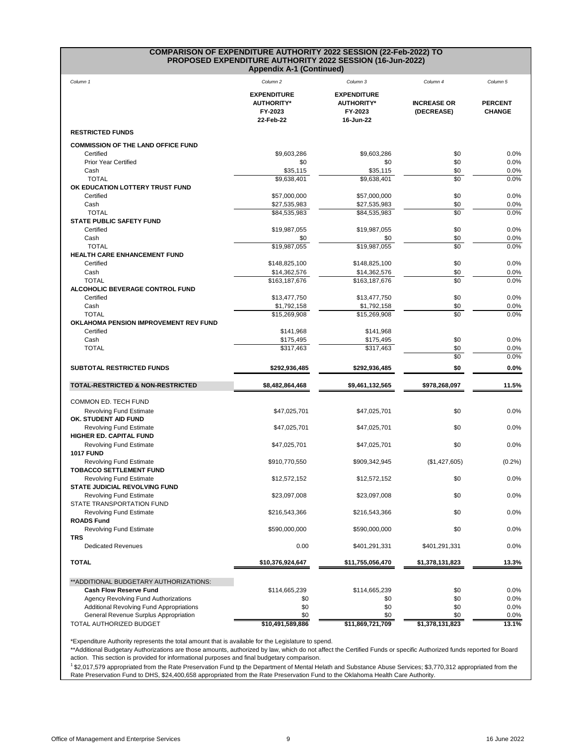## COMPARISON OF EXPENDITURE AUTHORITY 2022 SESSION (22-Feb-2022) TO PROPOSED EXPENDITURE AUTHORITY 2022 SESSION (16-Jun-2022)

### Appendix A-1 (Continued)

| *Column 1* | *Column 2* | *Column 3* | *Column 4* | *Column 5* |
|---|---|---|---|---|
| | **EXPENDITURE AUTHORITY* FY-2023 22-Feb-22** | **EXPENDITURE AUTHORITY* FY-2023 16-Jun-22** | **INCREASE OR (DECREASE)** | **PERCENT CHANGE** |
| **RESTRICTED FUNDS** | | | | |
| **COMMISSION OF THE LAND OFFICE FUND** | | | | |
| Certified | $9,603,286 | $9,603,286 | $0 | 0.0% |
| Prior Year Certified | $0 | $0 | $0 | 0.0% |
| Cash | $35,115 | $35,115 | $0 | 0.0% |
| TOTAL | $9,638,401 | $9,638,401 | $0 | 0.0% |
| **OK EDUCATION LOTTERY TRUST FUND** | | | | |
| Certified | $57,000,000 | $57,000,000 | $0 | 0.0% |
| Cash | $27,535,983 | $27,535,983 | $0 | 0.0% |
| TOTAL | $84,535,983 | $84,535,983 | $0 | 0.0% |
| **STATE PUBLIC SAFETY FUND** | | | | |
| Certified | $19,987,055 | $19,987,055 | $0 | 0.0% |
| Cash | $0 | $0 | $0 | 0.0% |
| TOTAL | $19,987,055 | $19,987,055 | $0 | 0.0% |
| **HEALTH CARE ENHANCEMENT FUND** | | | | |
| Certified | $148,825,100 | $148,825,100 | $0 | 0.0% |
| Cash | $14,362,576 | $14,362,576 | $0 | 0.0% |
| TOTAL | $163,187,676 | $163,187,676 | $0 | 0.0% |
| **ALCOHOLIC BEVERAGE CONTROL FUND** | | | | |
| Certified | $13,477,750 | $13,477,750 | $0 | 0.0% |
| Cash | $1,792,158 | $1,792,158 | $0 | 0.0% |
| TOTAL | $15,269,908 | $15,269,908 | $0 | 0.0% |
| **OKLAHOMA PENSION IMPROVEMENT REV FUND** | | | | |
| Certified | $141,968 | $141,968 | | |
| Cash | $175,495 | $175,495 | $0 | 0.0% |
| TOTAL | $317,463 | $317,463 | $0 | 0.0% |
| | | | $0 | 0.0% |
| **SUBTOTAL RESTRICTED FUNDS** | **$292,936,485** | **$292,936,485** | **$0** | **0.0%** |
| **TOTAL-RESTRICTED & NON-RESTRICTED** | **$8,482,864,468** | **$9,461,132,565** | **$978,268,097** | **11.5%** |
| COMMON ED. TECH FUND | | | | |
| Revolving Fund Estimate | $47,025,701 | $47,025,701 | $0 | 0.0% |
| **OK. STUDENT AID FUND** | | | | |
| Revolving Fund Estimate | $47,025,701 | $47,025,701 | $0 | 0.0% |
| **HIGHER ED. CAPITAL FUND** | | | | |
| Revolving Fund Estimate | $47,025,701 | $47,025,701 | $0 | 0.0% |
| **1017 FUND** | | | | |
| Revolving Fund Estimate | $910,770,550 | $909,342,945 | ($1,427,605) | (0.2%) |
| **TOBACCO SETTLEMENT FUND** | | | | |
| Revolving Fund Estimate | $12,572,152 | $12,572,152 | $0 | 0.0% |
| **STATE JUDICIAL REVOLVING FUND** | | | | |
| Revolving Fund Estimate | $23,097,008 | $23,097,008 | $0 | 0.0% |
| STATE TRANSPORTATION FUND | | | | |
| Revolving Fund Estimate | $216,543,366 | $216,543,366 | $0 | 0.0% |
| **ROADS Fund** | | | | |
| Revolving Fund Estimate | $590,000,000 | $590,000,000 | $0 | 0.0% |
| **TRS** | | | | |
| Dedicated Revenues | 0.00 | $401,291,331 | $401,291,331 | 0.0% |
| **TOTAL** | **$10,376,924,647** | **$11,755,056,470** | **$1,378,131,823** | **13.3%** |
| **ADDITIONAL BUDGETARY AUTHORIZATIONS: | | | | |
| **Cash Flow Reserve Fund** | $114,665,239 | $114,665,239 | $0 | 0.0% |
| Agency Revolving Fund Authorizations | $0 | $0 | $0 | 0.0% |
| Additional Revolving Fund Appropriations | $0 | $0 | $0 | 0.0% |
| General Revenue Surplus Appropriation | $0 | $0 | $0 | 0.0% |
| TOTAL AUTHORIZED BUDGET | **$10,491,589,886** | **$11,869,721,709** | **$1,378,131,823** | **13.1%** |

*Expenditure Authority represents the total amount that is available for the Legislature to spend.

**Additional Budgetary Authorizations are those amounts, authorized by law, which do not affect the Certified Funds or specific Authorized funds reported for Board action. This section is provided for informational purposes and final budgetary comparison.

[1] $2,017,579 appropriated from the Rate Preservation Fund tp the Department of Mental Helath and Substance Abuse Services; $3,770,312 appropriated from the Rate Preservation Fund to DHS, $24,400,658 appropriated from the Rate Preservation Fund to the Oklahoma Health Care Authority.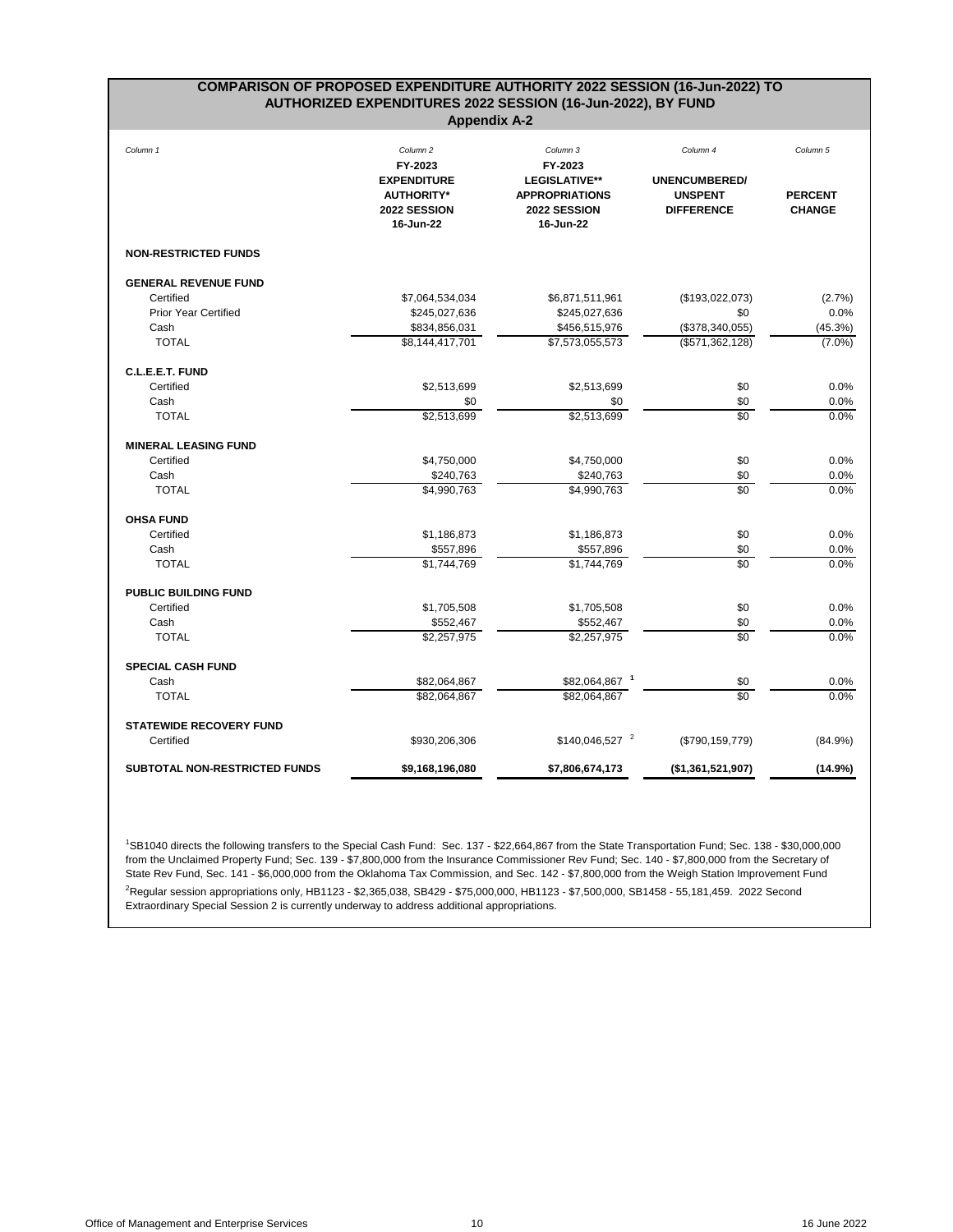## COMPARISON OF PROPOSED EXPENDITURE AUTHORITY 2022 SESSION (16-Jun-2022) TO AUTHORIZED EXPENDITURES 2022 SESSION (16-Jun-2022), BY FUND

### Appendix A-2

| *Column 1* | *Column 2* FY-2023 EXPENDITURE AUTHORITY* 2022 SESSION 16-Jun-22 | *Column 3* FY-2023 LEGISLATIVE** APPROPRIATIONS 2022 SESSION 16-Jun-22 | *Column 4* UNENCUMBERED/ UNSPENT DIFFERENCE | *Column 5* PERCENT CHANGE |
|---|---|---|---|---|
| **NON-RESTRICTED FUNDS** | | | | |
| **GENERAL REVENUE FUND** | | | | |
| Certified | $7,064,534,034 | $6,871,511,961 | ($193,022,073) | (2.7%) |
| Prior Year Certified | $245,027,636 | $245,027,636 | $0 | 0.0% |
| Cash | $834,856,031 | $456,515,976 | ($378,340,055) | (45.3%) |
| TOTAL | $8,144,417,701 | $7,573,055,573 | ($571,362,128) | (7.0%) |
| **C.L.E.E.T. FUND** | | | | |
| Certified | $2,513,699 | $2,513,699 | $0 | 0.0% |
| Cash | $0 | $0 | $0 | 0.0% |
| TOTAL | $2,513,699 | $2,513,699 | $0 | 0.0% |
| **MINERAL LEASING FUND** | | | | |
| Certified | $4,750,000 | $4,750,000 | $0 | 0.0% |
| Cash | $240,763 | $240,763 | $0 | 0.0% |
| TOTAL | $4,990,763 | $4,990,763 | $0 | 0.0% |
| **OHSA FUND** | | | | |
| Certified | $1,186,873 | $1,186,873 | $0 | 0.0% |
| Cash | $557,896 | $557,896 | $0 | 0.0% |
| TOTAL | $1,744,769 | $1,744,769 | $0 | 0.0% |
| **PUBLIC BUILDING FUND** | | | | |
| Certified | $1,705,508 | $1,705,508 | $0 | 0.0% |
| Cash | $552,467 | $552,467 | $0 | 0.0% |
| TOTAL | $2,257,975 | $2,257,975 | $0 | 0.0% |
| **SPECIAL CASH FUND** | | | | |
| Cash | $82,064,867 | $82,064,867 [1] | $0 | 0.0% |
| TOTAL | $82,064,867 | $82,064,867 | $0 | 0.0% |
| **STATEWIDE RECOVERY FUND** | | | | |
| Certified | $930,206,306 | $140,046,527 [2] | ($790,159,779) | (84.9%) |
| **SUBTOTAL NON-RESTRICTED FUNDS** | **$9,168,196,080** | **$7,806,674,173** | **($1,361,521,907)** | **(14.9%)** |

[1]SB1040 directs the following transfers to the Special Cash Fund: Sec. 137 - $22,664,867 from the State Transportation Fund; Sec. 138 - $30,000,000 from the Unclaimed Property Fund; Sec. 139 - $7,800,000 from the Insurance Commissioner Rev Fund; Sec. 140 - $7,800,000 from the Secretary of State Rev Fund, Sec. 141 - $6,000,000 from the Oklahoma Tax Commission, and Sec. 142 - $7,800,000 from the Weigh Station Improvement Fund

[2]Regular session appropriations only, HB1123 - $2,365,038, SB429 - $75,000,000, HB1123 - $7,500,000, SB1458 - 55,181,459. 2022 Second Extraordinary Special Session 2 is currently underway to address additional appropriations.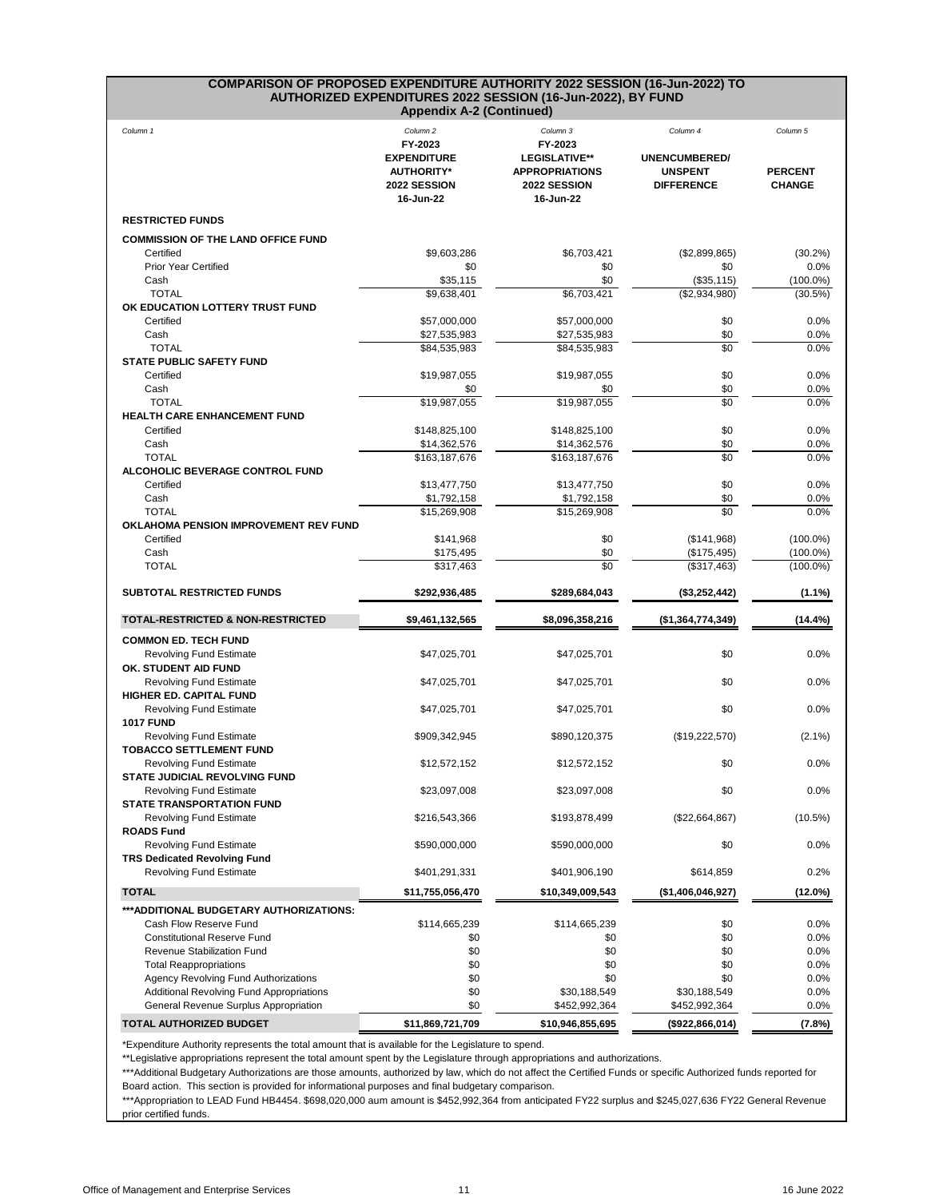## COMPARISON OF PROPOSED EXPENDITURE AUTHORITY 2022 SESSION (16-Jun-2022) TO AUTHORIZED EXPENDITURES 2022 SESSION (16-Jun-2022), BY FUND

### Appendix A-2 (Continued)

| *Column 1* | *Column 2* FY-2023 EXPENDITURE AUTHORITY* 2022 SESSION 16-Jun-22 | *Column 3* FY-2023 LEGISLATIVE** APPROPRIATIONS 2022 SESSION 16-Jun-22 | *Column 4* UNENCUMBERED/ UNSPENT DIFFERENCE | *Column 5* PERCENT CHANGE |
|---|---|---|---|---|
| **RESTRICTED FUNDS** | | | | |
| **COMMISSION OF THE LAND OFFICE FUND** | | | | |
| Certified | $9,603,286 | $6,703,421 | ($2,899,865) | (30.2%) |
| Prior Year Certified | $0 | $0 | $0 | 0.0% |
| Cash | $35,115 | $0 | ($35,115) | (100.0%) |
| TOTAL | $9,638,401 | $6,703,421 | ($2,934,980) | (30.5%) |
| **OK EDUCATION LOTTERY TRUST FUND** | | | | |
| Certified | $57,000,000 | $57,000,000 | $0 | 0.0% |
| Cash | $27,535,983 | $27,535,983 | $0 | 0.0% |
| TOTAL | $84,535,983 | $84,535,983 | $0 | 0.0% |
| **STATE PUBLIC SAFETY FUND** | | | | |
| Certified | $19,987,055 | $19,987,055 | $0 | 0.0% |
| Cash | $0 | $0 | $0 | 0.0% |
| TOTAL | $19,987,055 | $19,987,055 | $0 | 0.0% |
| **HEALTH CARE ENHANCEMENT FUND** | | | | |
| Certified | $148,825,100 | $148,825,100 | $0 | 0.0% |
| Cash | $14,362,576 | $14,362,576 | $0 | 0.0% |
| TOTAL | $163,187,676 | $163,187,676 | $0 | 0.0% |
| **ALCOHOLIC BEVERAGE CONTROL FUND** | | | | |
| Certified | $13,477,750 | $13,477,750 | $0 | 0.0% |
| Cash | $1,792,158 | $1,792,158 | $0 | 0.0% |
| TOTAL | $15,269,908 | $15,269,908 | $0 | 0.0% |
| **OKLAHOMA PENSION IMPROVEMENT REV FUND** | | | | |
| Certified | $141,968 | $0 | ($141,968) | (100.0%) |
| Cash | $175,495 | $0 | ($175,495) | (100.0%) |
| TOTAL | $317,463 | $0 | ($317,463) | (100.0%) |
| **SUBTOTAL RESTRICTED FUNDS** | **$292,936,485** | **$289,684,043** | **($3,252,442)** | **(1.1%)** |
| **TOTAL-RESTRICTED & NON-RESTRICTED** | **$9,461,132,565** | **$8,096,358,216** | **($1,364,774,349)** | **(14.4%)** |
| **COMMON ED. TECH FUND** | | | | |
| Revolving Fund Estimate | $47,025,701 | $47,025,701 | $0 | 0.0% |
| **OK. STUDENT AID FUND** | | | | |
| Revolving Fund Estimate | $47,025,701 | $47,025,701 | $0 | 0.0% |
| **HIGHER ED. CAPITAL FUND** | | | | |
| Revolving Fund Estimate | $47,025,701 | $47,025,701 | $0 | 0.0% |
| **1017 FUND** | | | | |
| Revolving Fund Estimate | $909,342,945 | $890,120,375 | ($19,222,570) | (2.1%) |
| **TOBACCO SETTLEMENT FUND** | | | | |
| Revolving Fund Estimate | $12,572,152 | $12,572,152 | $0 | 0.0% |
| **STATE JUDICIAL REVOLVING FUND** | | | | |
| Revolving Fund Estimate | $23,097,008 | $23,097,008 | $0 | 0.0% |
| **STATE TRANSPORTATION FUND** | | | | |
| Revolving Fund Estimate | $216,543,366 | $193,878,499 | ($22,664,867) | (10.5%) |
| **ROADS Fund** | | | | |
| Revolving Fund Estimate | $590,000,000 | $590,000,000 | $0 | 0.0% |
| **TRS Dedicated Revolving Fund** | | | | |
| Revolving Fund Estimate | $401,291,331 | $401,906,190 | $614,859 | 0.2% |
| **TOTAL** | **$11,755,056,470** | **$10,349,009,543** | **($1,406,046,927)** | **(12.0%)** |
| **\*\*\*ADDITIONAL BUDGETARY AUTHORIZATIONS:** | | | | |
| Cash Flow Reserve Fund | $114,665,239 | $114,665,239 | $0 | 0.0% |
| Constitutional Reserve Fund | $0 | $0 | $0 | 0.0% |
| Revenue Stabilization Fund | $0 | $0 | $0 | 0.0% |
| Total Reappropriations | $0 | $0 | $0 | 0.0% |
| Agency Revolving Fund Authorizations | $0 | $0 | $0 | 0.0% |
| Additional Revolving Fund Appropriations | $0 | $30,188,549 | $30,188,549 | 0.0% |
| General Revenue Surplus Appropriation | $0 | $452,992,364 | $452,992,364 | 0.0% |
| **TOTAL AUTHORIZED BUDGET** | **$11,869,721,709** | **$10,946,855,695** | **($922,866,014)** | **(7.8%)** |

*Expenditure Authority represents the total amount that is available for the Legislature to spend.

**Legislative appropriations represent the total amount spent by the Legislature through appropriations and authorizations.

***Additional Budgetary Authorizations are those amounts, authorized by law, which do not affect the Certified Funds or specific Authorized funds reported for Board action. This section is provided for informational purposes and final budgetary comparison.

***Appropriation to LEAD Fund HB4454. $698,020,000 aum amount is $452,992,364 from anticipated FY22 surplus and $245,027,636 FY22 General Revenue prior certified funds.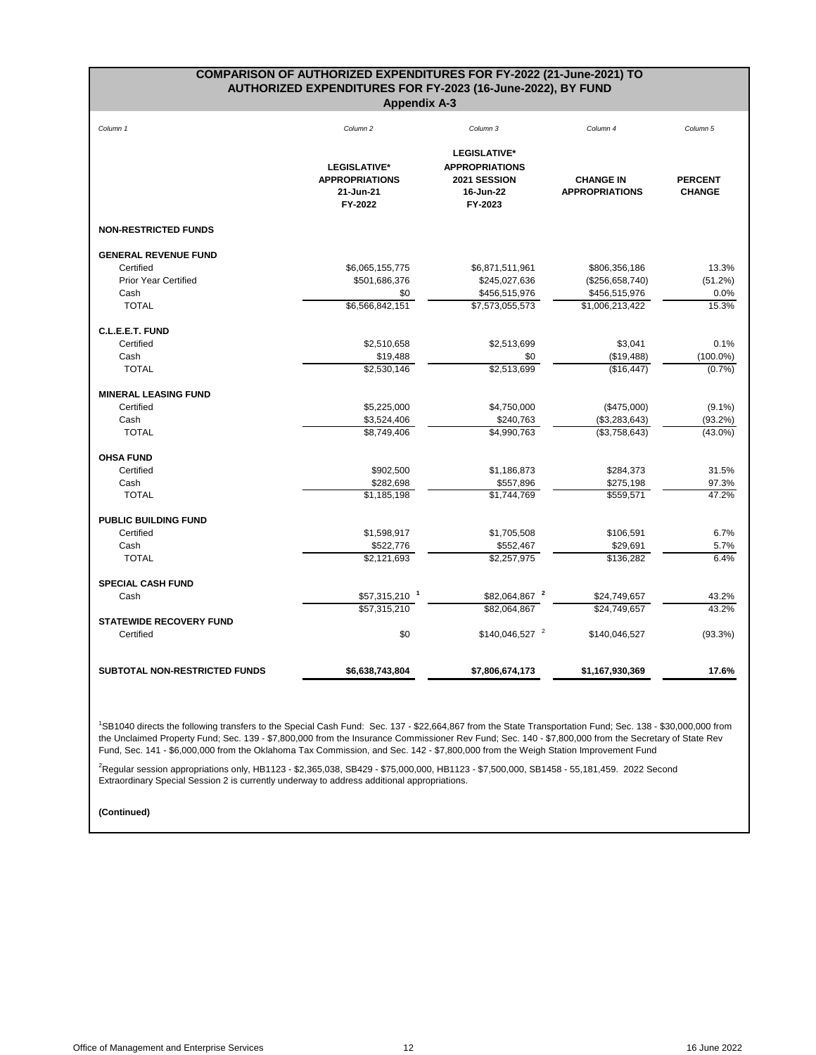# COMPARISON OF AUTHORIZED EXPENDITURES FOR FY-2022 (21-June-2021) TO AUTHORIZED EXPENDITURES FOR FY-2023 (16-June-2022), BY FUND

## Appendix A-3

| *Column 1* | *Column 2* | *Column 3* | *Column 4* | *Column 5* |
|---|---|---|---|---|
| | **LEGISLATIVE* APPROPRIATIONS 21-Jun-21 FY-2022** | **LEGISLATIVE* APPROPRIATIONS 2021 SESSION 16-Jun-22 FY-2023** | **CHANGE IN APPROPRIATIONS** | **PERCENT CHANGE** |
| **NON-RESTRICTED FUNDS** | | | | |
| **GENERAL REVENUE FUND** | | | | |
| Certified | $6,065,155,775 | $6,871,511,961 | $806,356,186 | 13.3% |
| Prior Year Certified | $501,686,376 | $245,027,636 | ($256,658,740) | (51.2%) |
| Cash | $0 | $456,515,976 | $456,515,976 | 0.0% |
| TOTAL | $6,566,842,151 | $7,573,055,573 | $1,006,213,422 | 15.3% |
| **C.L.E.E.T. FUND** | | | | |
| Certified | $2,510,658 | $2,513,699 | $3,041 | 0.1% |
| Cash | $19,488 | $0 | ($19,488) | (100.0%) |
| TOTAL | $2,530,146 | $2,513,699 | ($16,447) | (0.7%) |
| **MINERAL LEASING FUND** | | | | |
| Certified | $5,225,000 | $4,750,000 | ($475,000) | (9.1%) |
| Cash | $3,524,406 | $240,763 | ($3,283,643) | (93.2%) |
| TOTAL | $8,749,406 | $4,990,763 | ($3,758,643) | (43.0%) |
| **OHSA FUND** | | | | |
| Certified | $902,500 | $1,186,873 | $284,373 | 31.5% |
| Cash | $282,698 | $557,896 | $275,198 | 97.3% |
| TOTAL | $1,185,198 | $1,744,769 | $559,571 | 47.2% |
| **PUBLIC BUILDING FUND** | | | | |
| Certified | $1,598,917 | $1,705,508 | $106,591 | 6.7% |
| Cash | $522,776 | $552,467 | $29,691 | 5.7% |
| TOTAL | $2,121,693 | $2,257,975 | $136,282 | 6.4% |
| **SPECIAL CASH FUND** | | | | |
| Cash | $57,315,210 [1] | $82,064,867 [2] | $24,749,657 | 43.2% |
| | $57,315,210 | $82,064,867 | $24,749,657 | 43.2% |
| **STATEWIDE RECOVERY FUND** | | | | |
| Certified | $0 | $140,046,527 [2] | $140,046,527 | (93.3%) |
| **SUBTOTAL NON-RESTRICTED FUNDS** | **$6,638,743,804** | **$7,806,674,173** | **$1,167,930,369** | **17.6%** |

[1]SB1040 directs the following transfers to the Special Cash Fund: Sec. 137 - $22,664,867 from the State Transportation Fund; Sec. 138 - $30,000,000 from the Unclaimed Property Fund; Sec. 139 - $7,800,000 from the Insurance Commissioner Rev Fund; Sec. 140 - $7,800,000 from the Secretary of State Rev Fund, Sec. 141 - $6,000,000 from the Oklahoma Tax Commission, and Sec. 142 - $7,800,000 from the Weigh Station Improvement Fund

[2]Regular session appropriations only, HB1123 - $2,365,038, SB429 - $75,000,000, HB1123 - $7,500,000, SB1458 - 55,181,459. 2022 Second Extraordinary Special Session 2 is currently underway to address additional appropriations.

**(Continued)**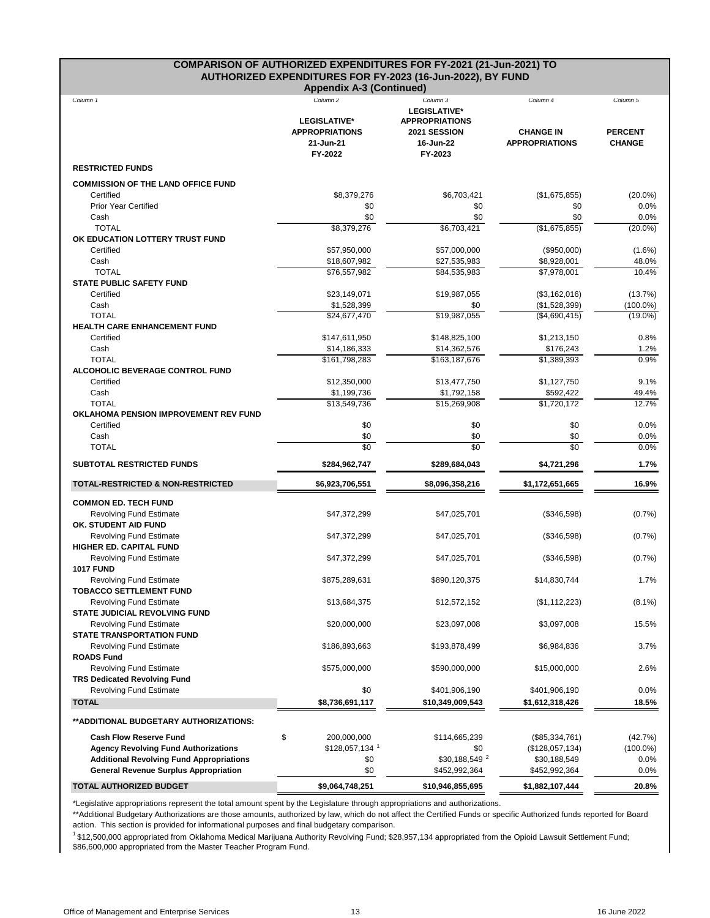## COMPARISON OF AUTHORIZED EXPENDITURES FOR FY-2021 (21-Jun-2021) TO AUTHORIZED EXPENDITURES FOR FY-2023 (16-Jun-2022), BY FUND

### Appendix A-3 (Continued)

| *Column 1* | *Column 2* | *Column 3* | *Column 4* | *Column 5* |
|---|---|---|---|---|
| | **LEGISLATIVE* APPROPRIATIONS 21-Jun-21 FY-2022** | **LEGISLATIVE* APPROPRIATIONS 2021 SESSION 16-Jun-22 FY-2023** | **CHANGE IN APPROPRIATIONS** | **PERCENT CHANGE** |
| **RESTRICTED FUNDS** | | | | |
| **COMMISSION OF THE LAND OFFICE FUND** | | | | |
| Certified | $8,379,276 | $6,703,421 | ($1,675,855) | (20.0%) |
| Prior Year Certified | $0 | $0 | $0 | 0.0% |
| Cash | $0 | $0 | $0 | 0.0% |
| TOTAL | $8,379,276 | $6,703,421 | ($1,675,855) | (20.0%) |
| **OK EDUCATION LOTTERY TRUST FUND** | | | | |
| Certified | $57,950,000 | $57,000,000 | ($950,000) | (1.6%) |
| Cash | $18,607,982 | $27,535,983 | $8,928,001 | 48.0% |
| TOTAL | $76,557,982 | $84,535,983 | $7,978,001 | 10.4% |
| **STATE PUBLIC SAFETY FUND** | | | | |
| Certified | $23,149,071 | $19,987,055 | ($3,162,016) | (13.7%) |
| Cash | $1,528,399 | $0 | ($1,528,399) | (100.0%) |
| TOTAL | $24,677,470 | $19,987,055 | ($4,690,415) | (19.0%) |
| **HEALTH CARE ENHANCEMENT FUND** | | | | |
| Certified | $147,611,950 | $148,825,100 | $1,213,150 | 0.8% |
| Cash | $14,186,333 | $14,362,576 | $176,243 | 1.2% |
| TOTAL | $161,798,283 | $163,187,676 | $1,389,393 | 0.9% |
| **ALCOHOLIC BEVERAGE CONTROL FUND** | | | | |
| Certified | $12,350,000 | $13,477,750 | $1,127,750 | 9.1% |
| Cash | $1,199,736 | $1,792,158 | $592,422 | 49.4% |
| TOTAL | $13,549,736 | $15,269,908 | $1,720,172 | 12.7% |
| **OKLAHOMA PENSION IMPROVEMENT REV FUND** | | | | |
| Certified | $0 | $0 | $0 | 0.0% |
| Cash | $0 | $0 | $0 | 0.0% |
| TOTAL | $0 | $0 | $0 | 0.0% |
| **SUBTOTAL RESTRICTED FUNDS** | **$284,962,747** | **$289,684,043** | **$4,721,296** | **1.7%** |
| **TOTAL-RESTRICTED & NON-RESTRICTED** | **$6,923,706,551** | **$8,096,358,216** | **$1,172,651,665** | **16.9%** |
| **COMMON ED. TECH FUND** | | | | |
| Revolving Fund Estimate | $47,372,299 | $47,025,701 | ($346,598) | (0.7%) |
| **OK. STUDENT AID FUND** | | | | |
| Revolving Fund Estimate | $47,372,299 | $47,025,701 | ($346,598) | (0.7%) |
| **HIGHER ED. CAPITAL FUND** | | | | |
| Revolving Fund Estimate | $47,372,299 | $47,025,701 | ($346,598) | (0.7%) |
| **1017 FUND** | | | | |
| Revolving Fund Estimate | $875,289,631 | $890,120,375 | $14,830,744 | 1.7% |
| **TOBACCO SETTLEMENT FUND** | | | | |
| Revolving Fund Estimate | $13,684,375 | $12,572,152 | ($1,112,223) | (8.1%) |
| **STATE JUDICIAL REVOLVING FUND** | | | | |
| Revolving Fund Estimate | $20,000,000 | $23,097,008 | $3,097,008 | 15.5% |
| **STATE TRANSPORTATION FUND** | | | | |
| Revolving Fund Estimate | $186,893,663 | $193,878,499 | $6,984,836 | 3.7% |
| **ROADS Fund** | | | | |
| Revolving Fund Estimate | $575,000,000 | $590,000,000 | $15,000,000 | 2.6% |
| **TRS Dedicated Revolving Fund** | | | | |
| Revolving Fund Estimate | $0 | $401,906,190 | $401,906,190 | 0.0% |
| **TOTAL** | **$8,736,691,117** | **$10,349,009,543** | **$1,612,318,426** | **18.5%** |
| **\*\*ADDITIONAL BUDGETARY AUTHORIZATIONS:** | | | | |
| **Cash Flow Reserve Fund** | $ 200,000,000 | $114,665,239 | ($85,334,761) | (42.7%) |
| **Agency Revolving Fund Authorizations** | $128,057,134 [1] | $0 | ($128,057,134) | (100.0%) |
| **Additional Revolving Fund Appropriations** | $0 | $30,188,549 [2] | $30,188,549 | 0.0% |
| **General Revenue Surplus Appropriation** | $0 | $452,992,364 | $452,992,364 | 0.0% |
| **TOTAL AUTHORIZED BUDGET** | **$9,064,748,251** | **$10,946,855,695** | **$1,882,107,444** | **20.8%** |

*Legislative appropriations represent the total amount spent by the Legislature through appropriations and authorizations.

**Additional Budgetary Authorizations are those amounts, authorized by law, which do not affect the Certified Funds or specific Authorized funds reported for Board action. This section is provided for informational purposes and final budgetary comparison.

[1] $12,500,000 appropriated from Oklahoma Medical Marijuana Authority Revolving Fund; $28,957,134 appropriated from the Opioid Lawsuit Settlement Fund; $86,600,000 appropriated from the Master Teacher Program Fund.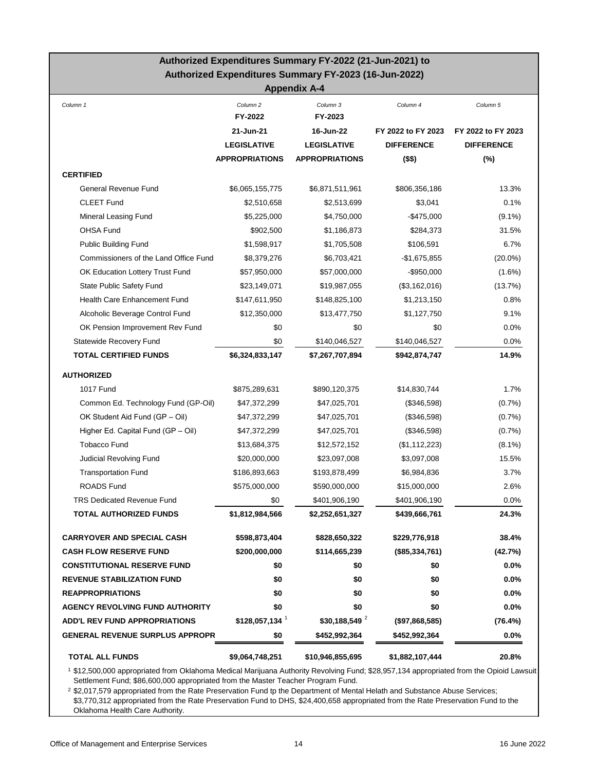## Authorized Expenditures Summary FY-2022 (21-Jun-2021) to Authorized Expenditures Summary FY-2023 (16-Jun-2022)

### Appendix A-4

| *Column 1* | *Column 2* FY-2022 21-Jun-21 LEGISLATIVE APPROPRIATIONS | *Column 3* FY-2023 16-Jun-22 LEGISLATIVE APPROPRIATIONS | *Column 4* FY 2022 to FY 2023 DIFFERENCE ($$) | *Column 5* FY 2022 to FY 2023 DIFFERENCE (%) |
|---|---|---|---|---|
| **CERTIFIED** | | | | |
| General Revenue Fund | $6,065,155,775 | $6,871,511,961 | $806,356,186 | 13.3% |
| CLEET Fund | $2,510,658 | $2,513,699 | $3,041 | 0.1% |
| Mineral Leasing Fund | $5,225,000 | $4,750,000 | -$475,000 | (9.1%) |
| OHSA Fund | $902,500 | $1,186,873 | $284,373 | 31.5% |
| Public Building Fund | $1,598,917 | $1,705,508 | $106,591 | 6.7% |
| Commissioners of the Land Office Fund | $8,379,276 | $6,703,421 | -$1,675,855 | (20.0%) |
| OK Education Lottery Trust Fund | $57,950,000 | $57,000,000 | -$950,000 | (1.6%) |
| State Public Safety Fund | $23,149,071 | $19,987,055 | ($3,162,016) | (13.7%) |
| Health Care Enhancement Fund | $147,611,950 | $148,825,100 | $1,213,150 | 0.8% |
| Alcoholic Beverage Control Fund | $12,350,000 | $13,477,750 | $1,127,750 | 9.1% |
| OK Pension Improvement Rev Fund | $0 | $0 | $0 | 0.0% |
| Statewide Recovery Fund | $0 | $140,046,527 | $140,046,527 | 0.0% |
| **TOTAL CERTIFIED FUNDS** | **$6,324,833,147** | **$7,267,707,894** | **$942,874,747** | **14.9%** |
| **AUTHORIZED** | | | | |
| 1017 Fund | $875,289,631 | $890,120,375 | $14,830,744 | 1.7% |
| Common Ed. Technology Fund (GP-Oil) | $47,372,299 | $47,025,701 | ($346,598) | (0.7%) |
| OK Student Aid Fund (GP – Oil) | $47,372,299 | $47,025,701 | ($346,598) | (0.7%) |
| Higher Ed. Capital Fund (GP – Oil) | $47,372,299 | $47,025,701 | ($346,598) | (0.7%) |
| Tobacco Fund | $13,684,375 | $12,572,152 | ($1,112,223) | (8.1%) |
| Judicial Revolving Fund | $20,000,000 | $23,097,008 | $3,097,008 | 15.5% |
| Transportation Fund | $186,893,663 | $193,878,499 | $6,984,836 | 3.7% |
| ROADS Fund | $575,000,000 | $590,000,000 | $15,000,000 | 2.6% |
| TRS Dedicated Revenue Fund | $0 | $401,906,190 | $401,906,190 | 0.0% |
| **TOTAL AUTHORIZED FUNDS** | **$1,812,984,566** | **$2,252,651,327** | **$439,666,761** | **24.3%** |
| **CARRYOVER AND SPECIAL CASH** | **$598,873,404** | **$828,650,322** | **$229,776,918** | **38.4%** |
| **CASH FLOW RESERVE FUND** | **$200,000,000** | **$114,665,239** | **($85,334,761)** | **(42.7%)** |
| **CONSTITUTIONAL RESERVE FUND** | **$0** | **$0** | **$0** | **0.0%** |
| **REVENUE STABILIZATION FUND** | **$0** | **$0** | **$0** | **0.0%** |
| **REAPPROPRIATIONS** | **$0** | **$0** | **$0** | **0.0%** |
| **AGENCY REVOLVING FUND AUTHORITY** | **$0** | **$0** | **$0** | **0.0%** |
| **ADD'L REV FUND APPROPRIATIONS** | **$128,057,134** [1] | **$30,188,549** [2] | **($97,868,585)** | **(76.4%)** |
| **GENERAL REVENUE SURPLUS APPROPR** | **$0** | **$452,992,364** | **$452,992,364** | **0.0%** |
| **TOTAL ALL FUNDS** | **$9,064,748,251** | **$10,946,855,695** | **$1,882,107,444** | **20.8%** |

[1] $12,500,000 appropriated from Oklahoma Medical Marijuana Authority Revolving Fund; $28,957,134 appropriated from the Opioid Lawsuit Settlement Fund; $86,600,000 appropriated from the Master Teacher Program Fund.

[2] $2,017,579 appropriated from the Rate Preservation Fund tp the Department of Mental Helath and Substance Abuse Services; $3,770,312 appropriated from the Rate Preservation Fund to DHS, $24,400,658 appropriated from the Rate Preservation Fund to the Oklahoma Health Care Authority.